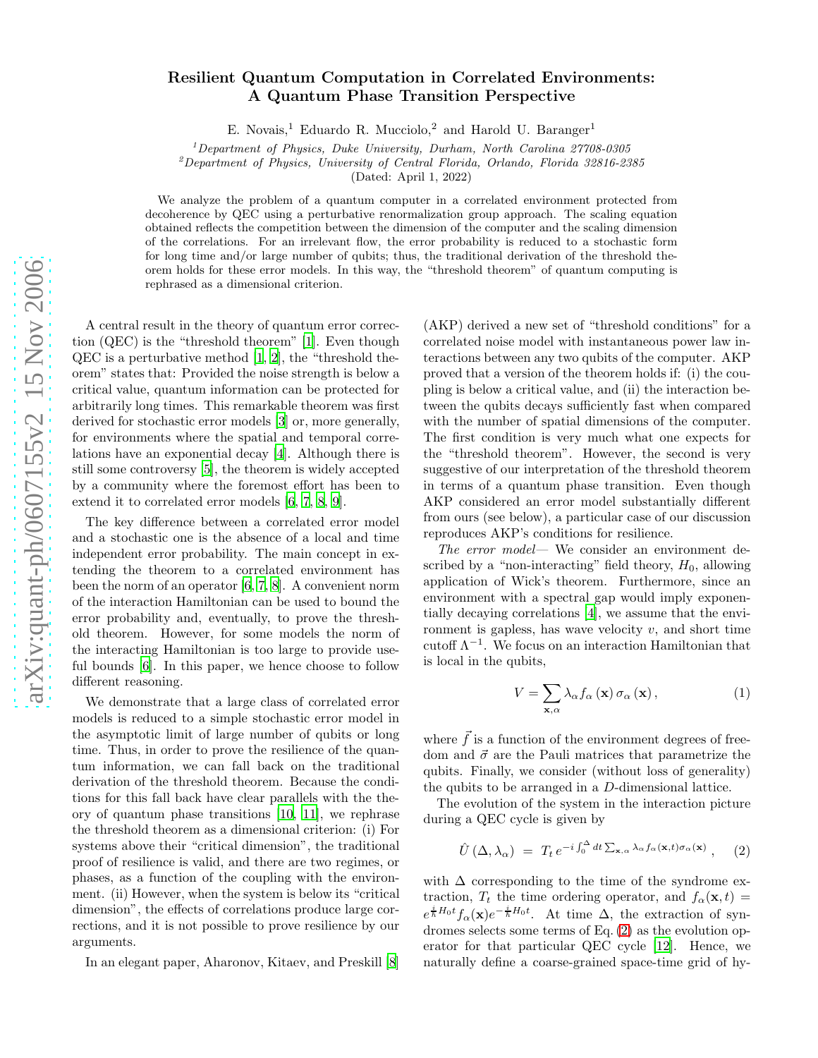# Resilient Quantum Computation in Correlated Environments: A Quantum Phase Transition Perspective

E. Novais,[1] Eduardo R. Mucciolo,[2] and Harold U. Baranger[1]

[1]*Department of Physics, Duke University, Durham, North Carolina 27708-0305*
[2]*Department of Physics, University of Central Florida, Orlando, Florida 32816-2385*

(Dated: April 1, 2022)

We analyze the problem of a quantum computer in a correlated environment protected from decoherence by QEC using a perturbative renormalization group approach. The scaling equation obtained reflects the competition between the dimension of the computer and the scaling dimension of the correlations. For an irrelevant flow, the error probability is reduced to a stochastic form for long time and/or large number of qubits; thus, the traditional derivation of the threshold theorem holds for these error models. In this way, the "threshold theorem" of quantum computing is rephrased as a dimensional criterion.

A central result in the theory of quantum error correction (QEC) is the "threshold theorem" [1]. Even though QEC is a perturbative method [1, 2], the "threshold theorem" states that: Provided the noise strength is below a critical value, quantum information can be protected for arbitrarily long times. This remarkable theorem was first derived for stochastic error models [3] or, more generally, for environments where the spatial and temporal correlations have an exponential decay [4]. Although there is still some controversy [5], the theorem is widely accepted by a community where the foremost effort has been to extend it to correlated error models [6, 7, 8, 9].

The key difference between a correlated error model and a stochastic one is the absence of a local and time independent error probability. The main concept in extending the theorem to a correlated environment has been the norm of an operator [6, 7, 8]. A convenient norm of the interaction Hamiltonian can be used to bound the error probability and, eventually, to prove the threshold theorem. However, for some models the norm of the interacting Hamiltonian is too large to provide useful bounds [6]. In this paper, we hence choose to follow different reasoning.

We demonstrate that a large class of correlated error models is reduced to a simple stochastic error model in the asymptotic limit of large number of qubits or long time. Thus, in order to prove the resilience of the quantum information, we can fall back on the traditional derivation of the threshold theorem. Because the conditions for this fall back have clear parallels with the theory of quantum phase transitions [10, 11], we rephrase the threshold theorem as a dimensional criterion: (i) For systems above their "critical dimension", the traditional proof of resilience is valid, and there are two regimes, or phases, as a function of the coupling with the environment. (ii) However, when the system is below its "critical dimension", the effects of correlations produce large corrections, and it is not possible to prove resilience by our arguments.

In an elegant paper, Aharonov, Kitaev, and Preskill [8] (AKP) derived a new set of "threshold conditions" for a correlated noise model with instantaneous power law interactions between any two qubits of the computer. AKP proved that a version of the theorem holds if: (i) the coupling is below a critical value, and (ii) the interaction between the qubits decays sufficiently fast when compared with the number of spatial dimensions of the computer. The first condition is very much what one expects for the "threshold theorem". However, the second is very suggestive of our interpretation of the threshold theorem in terms of a quantum phase transition. Even though AKP considered an error model substantially different from ours (see below), a particular case of our discussion reproduces AKP's conditions for resilience.

*The error model*— We consider an environment described by a "non-interacting" field theory, $H_0$, allowing application of Wick's theorem. Furthermore, since an environment with a spectral gap would imply exponentially decaying correlations [4], we assume that the environment is gapless, has wave velocity $v$, and short time cutoff $\Lambda^{-1}$. We focus on an interaction Hamiltonian that is local in the qubits,

$$V = \sum_{\mathbf{x},\alpha} \lambda_\alpha f_\alpha(\mathbf{x})\, \sigma_\alpha(\mathbf{x}), \qquad (1)$$

where $\vec{f}$ is a function of the environment degrees of freedom and $\vec{\sigma}$ are the Pauli matrices that parametrize the qubits. Finally, we consider (without loss of generality) the qubits to be arranged in a $D$-dimensional lattice.

The evolution of the system in the interaction picture during a QEC cycle is given by

$$\hat{U}(\Delta, \lambda_\alpha) \;=\; T_t\, e^{-i\int_0^\Delta dt \sum_{\mathbf{x},\alpha} \lambda_\alpha f_\alpha(\mathbf{x},t)\sigma_\alpha(\mathbf{x})}\,, \qquad (2)$$

with $\Delta$ corresponding to the time of the syndrome extraction, $T_t$ the time ordering operator, and $f_\alpha(\mathbf{x},t) = e^{\frac{i}{\hbar}H_0 t} f_\alpha(\mathbf{x}) e^{-\frac{i}{\hbar}H_0 t}$. At time $\Delta$, the extraction of syndromes selects some terms of Eq. (2) as the evolution operator for that particular QEC cycle [12]. Hence, we naturally define a coarse-grained space-time grid of hy-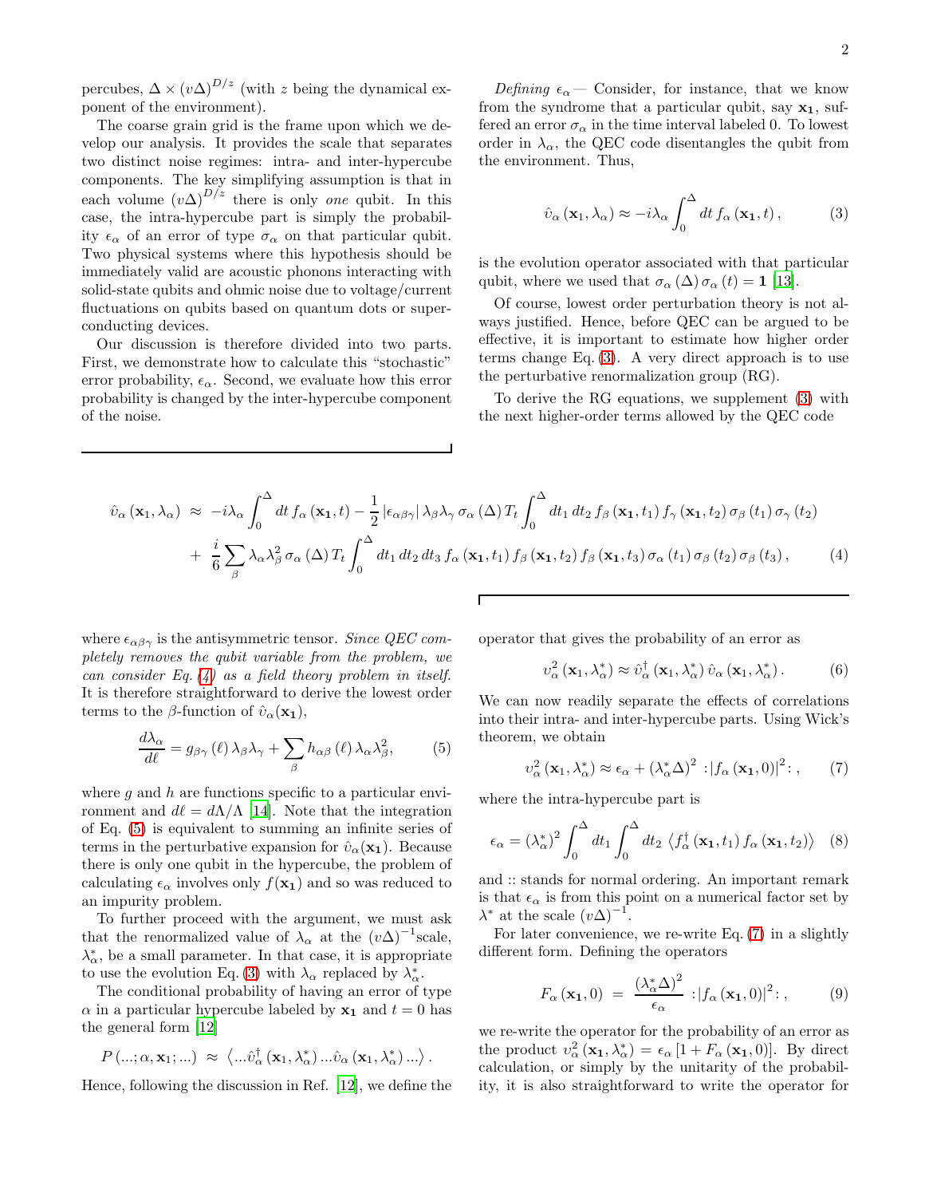percubes, $\Delta \times (v\Delta)^{D/z}$ (with $z$ being the dynamical exponent of the environment).

The coarse grain grid is the frame upon which we develop our analysis. It provides the scale that separates two distinct noise regimes: intra- and inter-hypercube components. The key simplifying assumption is that in each volume $(v\Delta)^{D/z}$ there is only *one* qubit. In this case, the intra-hypercube part is simply the probability $\epsilon_\alpha$ of an error of type $\sigma_\alpha$ on that particular qubit. Two physical systems where this hypothesis should be immediately valid are acoustic phonons interacting with solid-state qubits and ohmic noise due to voltage/current fluctuations on qubits based on quantum dots or superconducting devices.

Our discussion is therefore divided into two parts. First, we demonstrate how to calculate this "stochastic" error probability, $\epsilon_\alpha$. Second, we evaluate how this error probability is changed by the inter-hypercube component of the noise.

*Defining $\epsilon_\alpha$*— Consider, for instance, that we know from the syndrome that a particular qubit, say $\mathbf{x_1}$, suffered an error $\sigma_\alpha$ in the time interval labeled 0. To lowest order in $\lambda_\alpha$, the QEC code disentangles the qubit from the environment. Thus,

$$\hat{\upsilon}_\alpha(\mathbf{x_1}, \lambda_\alpha) \approx -i\lambda_\alpha \int_0^\Delta dt\, f_\alpha(\mathbf{x_1}, t), \tag{3}$$

is the evolution operator associated with that particular qubit, where we used that $\sigma_\alpha(\Delta)\,\sigma_\alpha(t) = \mathbf{1}$ [13].

Of course, lowest order perturbation theory is not always justified. Hence, before QEC can be argued to be effective, it is important to estimate how higher order terms change Eq. (3). A very direct approach is to use the perturbative renormalization group (RG).

To derive the RG equations, we supplement (3) with the next higher-order terms allowed by the QEC code

$$\begin{aligned}
\hat{\upsilon}_\alpha(\mathbf{x_1}, \lambda_\alpha) \;\approx\; & -i\lambda_\alpha \int_0^\Delta dt\, f_\alpha(\mathbf{x_1}, t) - \frac{1}{2}\left|\epsilon_{\alpha\beta\gamma}\right| \lambda_\beta \lambda_\gamma\, \sigma_\alpha(\Delta)\, T_t \int_0^\Delta dt_1\, dt_2\, f_\beta(\mathbf{x_1}, t_1)\, f_\gamma(\mathbf{x_1}, t_2)\, \sigma_\beta(t_1)\, \sigma_\gamma(t_2) \\
& + \frac{i}{6} \sum_\beta \lambda_\alpha \lambda_\beta^2\, \sigma_\alpha(\Delta)\, T_t \int_0^\Delta dt_1\, dt_2\, dt_3\, f_\alpha(\mathbf{x_1}, t_1)\, f_\beta(\mathbf{x_1}, t_2)\, f_\beta(\mathbf{x_1}, t_3)\, \sigma_\alpha(t_1)\, \sigma_\beta(t_2)\, \sigma_\beta(t_3),
\end{aligned} \tag{4}$$

where $\epsilon_{\alpha\beta\gamma}$ is the antisymmetric tensor. *Since QEC completely removes the qubit variable from the problem, we can consider Eq. (4) as a field theory problem in itself.* It is therefore straightforward to derive the lowest order terms to the $\beta$-function of $\hat{\upsilon}_\alpha(\mathbf{x_1})$,

$$\frac{d\lambda_\alpha}{d\ell} = g_{\beta\gamma}(\ell)\, \lambda_\beta \lambda_\gamma + \sum_\beta h_{\alpha\beta}(\ell)\, \lambda_\alpha \lambda_\beta^2, \tag{5}$$

where $g$ and $h$ are functions specific to a particular environment and $d\ell = d\Lambda/\Lambda$ [14]. Note that the integration of Eq. (5) is equivalent to summing an infinite series of terms in the perturbative expansion for $\hat{\upsilon}_\alpha(\mathbf{x_1})$. Because there is only one qubit in the hypercube, the problem of calculating $\epsilon_\alpha$ involves only $f(\mathbf{x_1})$ and so was reduced to an impurity problem.

To further proceed with the argument, we must ask that the renormalized value of $\lambda_\alpha$ at the $(v\Delta)^{-1}$scale, $\lambda_\alpha^*$, be a small parameter. In that case, it is appropriate to use the evolution Eq. (3) with $\lambda_\alpha$ replaced by $\lambda_\alpha^*$.

The conditional probability of having an error of type $\alpha$ in a particular hypercube labeled by $\mathbf{x_1}$ and $t = 0$ has the general form [12]

$$P(...; \alpha, \mathbf{x_1}; ...) \;\approx\; \left\langle ...\hat{\upsilon}_\alpha^\dagger(\mathbf{x_1}, \lambda_\alpha^*) ... \hat{\upsilon}_\alpha(\mathbf{x_1}, \lambda_\alpha^*) ... \right\rangle.$$

Hence, following the discussion in Ref. [12], we define the operator that gives the probability of an error as

$$\upsilon_\alpha^2(\mathbf{x_1}, \lambda_\alpha^*) \approx \hat{\upsilon}_\alpha^\dagger(\mathbf{x_1}, \lambda_\alpha^*)\, \hat{\upsilon}_\alpha(\mathbf{x_1}, \lambda_\alpha^*). \tag{6}$$

We can now readily separate the effects of correlations into their intra- and inter-hypercube parts. Using Wick's theorem, we obtain

$$\upsilon_\alpha^2(\mathbf{x_1}, \lambda_\alpha^*) \approx \epsilon_\alpha + (\lambda_\alpha^* \Delta)^2 :\left|f_\alpha(\mathbf{x_1}, 0)\right|^2:, \tag{7}$$

where the intra-hypercube part is

$$\epsilon_\alpha = (\lambda_\alpha^*)^2 \int_0^\Delta dt_1 \int_0^\Delta dt_2\, \left\langle f_\alpha^\dagger(\mathbf{x_1}, t_1)\, f_\alpha(\mathbf{x_1}, t_2) \right\rangle \tag{8}$$

and :: stands for normal ordering. An important remark is that $\epsilon_\alpha$ is from this point on a numerical factor set by $\lambda^*$ at the scale $(v\Delta)^{-1}$.

For later convenience, we re-write Eq. (7) in a slightly different form. Defining the operators

$$F_\alpha(\mathbf{x_1}, 0) \;=\; \frac{(\lambda_\alpha^* \Delta)^2}{\epsilon_\alpha} :\left|f_\alpha(\mathbf{x_1}, 0)\right|^2:, \tag{9}$$

we re-write the operator for the probability of an error as the product $\upsilon_\alpha^2(\mathbf{x_1}, \lambda_\alpha^*) = \epsilon_\alpha\left[1 + F_\alpha(\mathbf{x_1}, 0)\right]$. By direct calculation, or simply by the unitarity of the probability, it is also straightforward to write the operator for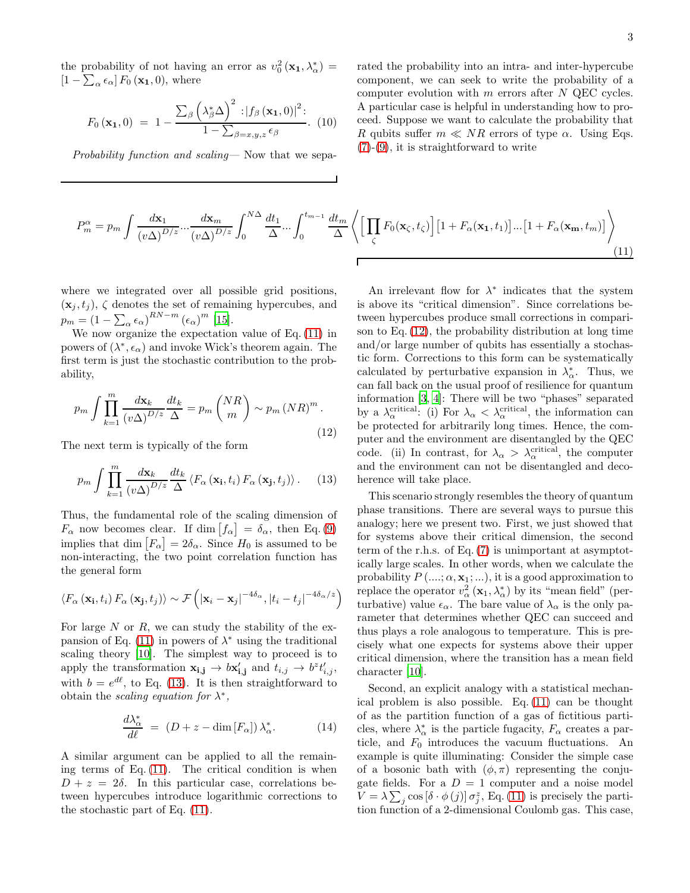the probability of not having an error as $v_0^2(\mathbf{x_1}, \lambda_\alpha^*) = [1 - \sum_\alpha \epsilon_\alpha] F_0(\mathbf{x_1}, 0)$, where

$$F_0(\mathbf{x_1}, 0) = 1 - \frac{\sum_\beta \left(\lambda_\beta^* \Delta\right)^2 : |f_\beta(\mathbf{x_1}, 0)|^2 :}{1 - \sum_{\beta = x,y,z} \epsilon_\beta}. \quad (10)$$

*Probability function and scaling*— Now that we separated the probability into an intra- and inter-hypercube component, we can seek to write the probability of a computer evolution with $m$ errors after $N$ QEC cycles. A particular case is helpful in understanding how to proceed. Suppose we want to calculate the probability that $R$ qubits suffer $m \ll NR$ errors of type $\alpha$. Using Eqs. (7)-(9), it is straightforward to write

$$P_m^\alpha = p_m \int \frac{d\mathbf{x}_1}{(v\Delta)^{D/z}} \cdots \frac{d\mathbf{x}_m}{(v\Delta)^{D/z}} \int_0^{N\Delta} \frac{dt_1}{\Delta} \cdots \int_0^{t_{m-1}} \frac{dt_m}{\Delta} \left\langle \Big[ \prod_\zeta F_0(\mathbf{x}_\zeta, t_\zeta) \Big] \left[1 + F_\alpha(\mathbf{x_1}, t_1)\right] \ldots \left[1 + F_\alpha(\mathbf{x_m}, t_m)\right] \right\rangle \quad (11)$$

where we integrated over all possible grid positions, $(\mathbf{x}_j, t_j)$, $\zeta$ denotes the set of remaining hypercubes, and $p_m = (1 - \sum_\alpha \epsilon_\alpha)^{RN-m} (\epsilon_\alpha)^m$ [15].

We now organize the expectation value of Eq. (11) in powers of $(\lambda^*, \epsilon_\alpha)$ and invoke Wick's theorem again. The first term is just the stochastic contribution to the probability,

$$p_m \int \prod_{k=1}^m \frac{d\mathbf{x}_k}{(v\Delta)^{D/z}} \frac{dt_k}{\Delta} = p_m \binom{NR}{m} \sim p_m (NR)^m. \quad (12)$$

The next term is typically of the form

$$p_m \int \prod_{k=1}^m \frac{d\mathbf{x}_k}{(v\Delta)^{D/z}} \frac{dt_k}{\Delta} \left\langle F_\alpha(\mathbf{x_i}, t_i) F_\alpha(\mathbf{x_j}, t_j) \right\rangle. \quad (13)$$

Thus, the fundamental role of the scaling dimension of $F_\alpha$ now becomes clear. If $\dim[f_\alpha] = \delta_\alpha$, then Eq. (9) implies that $\dim[F_\alpha] = 2\delta_\alpha$. Since $H_0$ is assumed to be non-interacting, the two point correlation function has the general form

$$\left\langle F_\alpha(\mathbf{x_i}, t_i) F_\alpha(\mathbf{x_j}, t_j) \right\rangle \sim \mathcal{F}\left( |\mathbf{x}_i - \mathbf{x}_j|^{-4\delta_\alpha}, |t_i - t_j|^{-4\delta_\alpha/z} \right)$$

For large $N$ or $R$, we can study the stability of the expansion of Eq. (11) in powers of $\lambda^*$ using the traditional scaling theory [10]. The simplest way to proceed is to apply the transformation $\mathbf{x_{i,j}} \to b\mathbf{x}'_{\mathbf{i,j}}$ and $t_{i,j} \to b^z t'_{i,j}$, with $b = e^{d\ell}$, to Eq. (13). It is then straightforward to obtain the *scaling equation for* $\lambda^*$,

$$\frac{d\lambda_\alpha^*}{d\ell} = (D + z - \dim[F_\alpha]) \lambda_\alpha^*. \quad (14)$$

A similar argument can be applied to all the remaining terms of Eq. (11). The critical condition is when $D + z = 2\delta$. In this particular case, correlations between hypercubes introduce logarithmic corrections to the stochastic part of Eq. (11).

An irrelevant flow for $\lambda^*$ indicates that the system is above its "critical dimension". Since correlations between hypercubes produce small corrections in comparison to Eq. (12), the probability distribution at long time and/or large number of qubits has essentially a stochastic form. Corrections to this form can be systematically calculated by perturbative expansion in $\lambda_\alpha^*$. Thus, we can fall back on the usual proof of resilience for quantum information [3, 4]: There will be two "phases" separated by a $\lambda_\alpha^{\text{critical}}$: (i) For $\lambda_\alpha < \lambda_\alpha^{\text{critical}}$, the information can be protected for arbitrarily long times. Hence, the computer and the environment are disentangled by the QEC code. (ii) In contrast, for $\lambda_\alpha > \lambda_\alpha^{\text{critical}}$, the computer and the environment can not be disentangled and decoherence will take place.

This scenario strongly resembles the theory of quantum phase transitions. There are several ways to pursue this analogy; here we present two. First, we just showed that for systems above their critical dimension, the second term of the r.h.s. of Eq. (7) is unimportant at asymptotically large scales. In other words, when we calculate the probability $P(\ldots; \alpha, \mathbf{x}_1; \ldots)$, it is a good approximation to replace the operator $v_\alpha^2(\mathbf{x}_1, \lambda_\alpha^*)$ by its "mean field" (perturbative) value $\epsilon_\alpha$. The bare value of $\lambda_\alpha$ is the only parameter that determines whether QEC can succeed and thus plays a role analogous to temperature. This is precisely what one expects for systems above their upper critical dimension, where the transition has a mean field character [10].

Second, an explicit analogy with a statistical mechanical problem is also possible. Eq. (11) can be thought of as the partition function of a gas of fictitious particles, where $\lambda_\alpha^*$ is the particle fugacity, $F_\alpha$ creates a particle, and $F_0$ introduces the vacuum fluctuations. An example is quite illuminating: Consider the simple case of a bosonic bath with $(\phi, \pi)$ representing the conjugate fields. For a $D = 1$ computer and a noise model $V = \lambda \sum_j \cos[\delta \cdot \phi(j)] \sigma_j^z$, Eq. (11) is precisely the partition function of a 2-dimensional Coulomb gas. This case,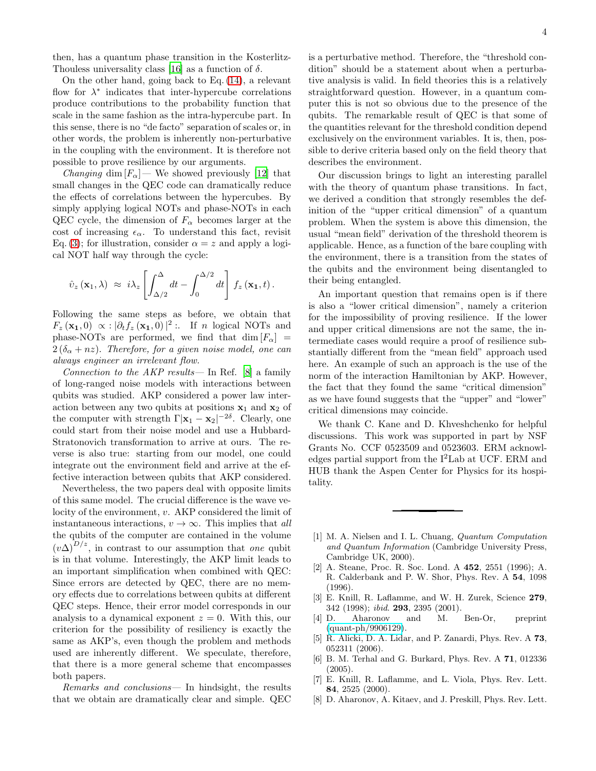then, has a quantum phase transition in the Kosterlitz-Thouless universality class [16] as a function of $\delta$.

On the other hand, going back to Eq. (14), a relevant flow for $\lambda^*$ indicates that inter-hypercube correlations produce contributions to the probability function that scale in the same fashion as the intra-hypercube part. In this sense, there is no "de facto" separation of scales or, in other words, the problem is inherently non-perturbative in the coupling with the environment. It is therefore not possible to prove resilience by our arguments.

*Changing* $\dim[F_\alpha]$— We showed previously [12] that small changes in the QEC code can dramatically reduce the effects of correlations between the hypercubes. By simply applying logical NOTs and phase-NOTs in each QEC cycle, the dimension of $F_\alpha$ becomes larger at the cost of increasing $\epsilon_\alpha$. To understand this fact, revisit Eq. (3); for illustration, consider $\alpha = z$ and apply a logical NOT half way through the cycle:

$$\hat{v}_z(\mathbf{x}_1, \lambda) \approx i\lambda_z \left[ \int_{\Delta/2}^{\Delta} dt - \int_0^{\Delta/2} dt \right] f_z(\mathbf{x}_1, t).$$

Following the same steps as before, we obtain that $F_z(\mathbf{x_1}, 0) \propto :|\partial_t f_z(\mathbf{x}_1, 0)|^2:$. If $n$ logical NOTs and phase-NOTs are performed, we find that $\dim[F_\alpha] = 2(\delta_\alpha + nz)$. *Therefore, for a given noise model, one can always engineer an irrelevant flow.*

*Connection to the AKP results*— In Ref. [8] a family of long-ranged noise models with interactions between qubits was studied. AKP considered a power law interaction between any two qubits at positions $\mathbf{x}_1$ and $\mathbf{x}_2$ of the computer with strength $\Gamma|\mathbf{x}_1 - \mathbf{x}_2|^{-2\delta}$. Clearly, one could start from their noise model and use a Hubbard-Stratonovich transformation to arrive at ours. The reverse is also true: starting from our model, one could integrate out the environment field and arrive at the effective interaction between qubits that AKP considered.

Nevertheless, the two papers deal with opposite limits of this same model. The crucial difference is the wave velocity of the environment, $v$. AKP considered the limit of instantaneous interactions, $v \to \infty$. This implies that *all* the qubits of the computer are contained in the volume $(v\Delta)^{D/z}$, in contrast to our assumption that *one* qubit is in that volume. Interestingly, the AKP limit leads to an important simplification when combined with QEC: Since errors are detected by QEC, there are no memory effects due to correlations between qubits at different QEC steps. Hence, their error model corresponds in our analysis to a dynamical exponent $z = 0$. With this, our criterion for the possibility of resiliency is exactly the same as AKP's, even though the problem and methods used are inherently different. We speculate, therefore, that there is a more general scheme that encompasses both papers.

*Remarks and conclusions*— In hindsight, the results that we obtain are dramatically clear and simple. QEC is a perturbative method. Therefore, the "threshold condition" should be a statement about when a perturbative analysis is valid. In field theories this is a relatively straightforward question. However, in a quantum computer this is not so obvious due to the presence of the qubits. The remarkable result of QEC is that some of the quantities relevant for the threshold condition depend exclusively on the environment variables. It is, then, possible to derive criteria based only on the field theory that describes the environment.

Our discussion brings to light an interesting parallel with the theory of quantum phase transitions. In fact, we derived a condition that strongly resembles the definition of the "upper critical dimension" of a quantum problem. When the system is above this dimension, the usual "mean field" derivation of the threshold theorem is applicable. Hence, as a function of the bare coupling with the environment, there is a transition from the states of the qubits and the environment being disentangled to their being entangled.

An important question that remains open is if there is also a "lower critical dimension", namely a criterion for the impossibility of proving resilience. If the lower and upper critical dimensions are not the same, the intermediate cases would require a proof of resilience substantially different from the "mean field" approach used here. An example of such an approach is the use of the norm of the interaction Hamiltonian by AKP. However, the fact that they found the same "critical dimension" as we have found suggests that the "upper" and "lower" critical dimensions may coincide.

We thank C. Kane and D. Khveshchenko for helpful discussions. This work was supported in part by NSF Grants No. CCF 0523509 and 0523603. ERM acknowledges partial support from the I$^2$Lab at UCF. ERM and HUB thank the Aspen Center for Physics for its hospitality.

---

[1] M. A. Nielsen and I. L. Chuang, *Quantum Computation and Quantum Information* (Cambridge University Press, Cambridge UK, 2000).

[2] A. Steane, Proc. R. Soc. Lond. A **452**, 2551 (1996); A. R. Calderbank and P. W. Shor, Phys. Rev. A **54**, 1098 (1996).

[3] E. Knill, R. Laflamme, and W. H. Zurek, Science **279**, 342 (1998); *ibid*. **293**, 2395 (2001).

[4] D. Aharonov and M. Ben-Or, preprint (quant-ph/9906129).

[5] R. Alicki, D. A. Lidar, and P. Zanardi, Phys. Rev. A **73**, 052311 (2006).

[6] B. M. Terhal and G. Burkard, Phys. Rev. A **71**, 012336 (2005).

[7] E. Knill, R. Laflamme, and L. Viola, Phys. Rev. Lett. **84**, 2525 (2000).

[8] D. Aharonov, A. Kitaev, and J. Preskill, Phys. Rev. Lett.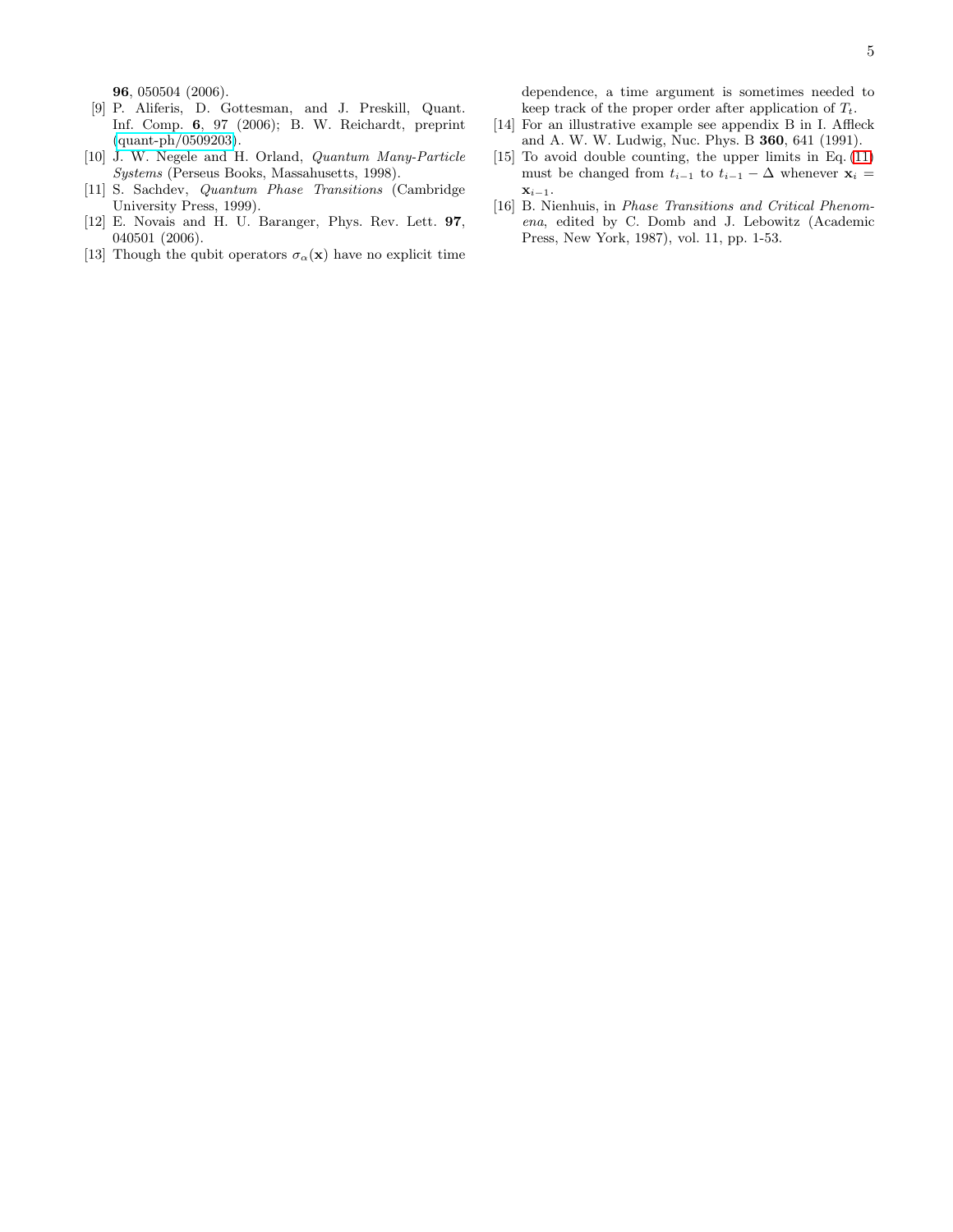**96**, 050504 (2006).

[9] P. Aliferis, D. Gottesman, and J. Preskill, Quant. Inf. Comp. **6**, 97 (2006); B. W. Reichardt, preprint (quant-ph/0509203).

[10] J. W. Negele and H. Orland, *Quantum Many-Particle Systems* (Perseus Books, Massahusetts, 1998).

[11] S. Sachdev, *Quantum Phase Transitions* (Cambridge University Press, 1999).

[12] E. Novais and H. U. Baranger, Phys. Rev. Lett. **97**, 040501 (2006).

[13] Though the qubit operators $\sigma_\alpha(\mathbf{x})$ have no explicit time dependence, a time argument is sometimes needed to keep track of the proper order after application of $T_t$.

[14] For an illustrative example see appendix B in I. Affleck and A. W. W. Ludwig, Nuc. Phys. B **360**, 641 (1991).

[15] To avoid double counting, the upper limits in Eq. (11) must be changed from $t_{i-1}$ to $t_{i-1} - \Delta$ whenever $\mathbf{x}_i = \mathbf{x}_{i-1}$.

[16] B. Nienhuis, in *Phase Transitions and Critical Phenomena*, edited by C. Domb and J. Lebowitz (Academic Press, New York, 1987), vol. 11, pp. 1-53.